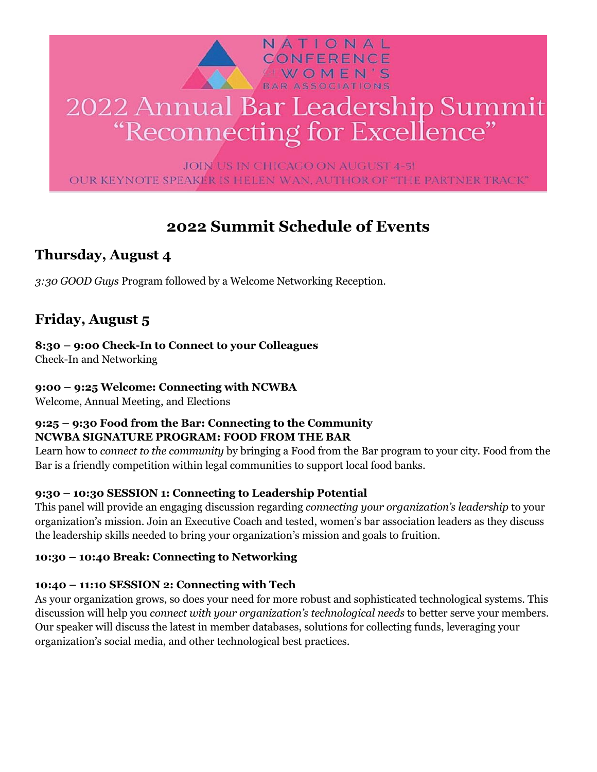NATIONAL CONFERENCE OF WOMEN'S BAR ASSOCIATIONS

# 2022 Annual Bar Leadership Summit "Reconnecting for Excellence"

JOIN US IN CHICAGO ON AUGUST 4-5!
OUR KEYNOTE SPEAKER IS HELEN WAN, AUTHOR OF "THE PARTNER TRACK"

# 2022 Summit Schedule of Events

## Thursday, August 4

*3:30 GOOD Guys* Program followed by a Welcome Networking Reception.

## Friday, August 5

**8:30 – 9:00 Check-In to Connect to your Colleagues**
Check-In and Networking

**9:00 – 9:25 Welcome: Connecting with NCWBA**
Welcome, Annual Meeting, and Elections

**9:25 – 9:30 Food from the Bar: Connecting to the Community**
**NCWBA SIGNATURE PROGRAM: FOOD FROM THE BAR**
Learn how to *connect to the community* by bringing a Food from the Bar program to your city. Food from the Bar is a friendly competition within legal communities to support local food banks.

**9:30 – 10:30 SESSION 1: Connecting to Leadership Potential**
This panel will provide an engaging discussion regarding *connecting your organization's leadership* to your organization's mission. Join an Executive Coach and tested, women's bar association leaders as they discuss the leadership skills needed to bring your organization's mission and goals to fruition.

**10:30 – 10:40 Break: Connecting to Networking**

**10:40 – 11:10 SESSION 2: Connecting with Tech**
As your organization grows, so does your need for more robust and sophisticated technological systems. This discussion will help you *connect with your organization's technological needs* to better serve your members. Our speaker will discuss the latest in member databases, solutions for collecting funds, leveraging your organization's social media, and other technological best practices.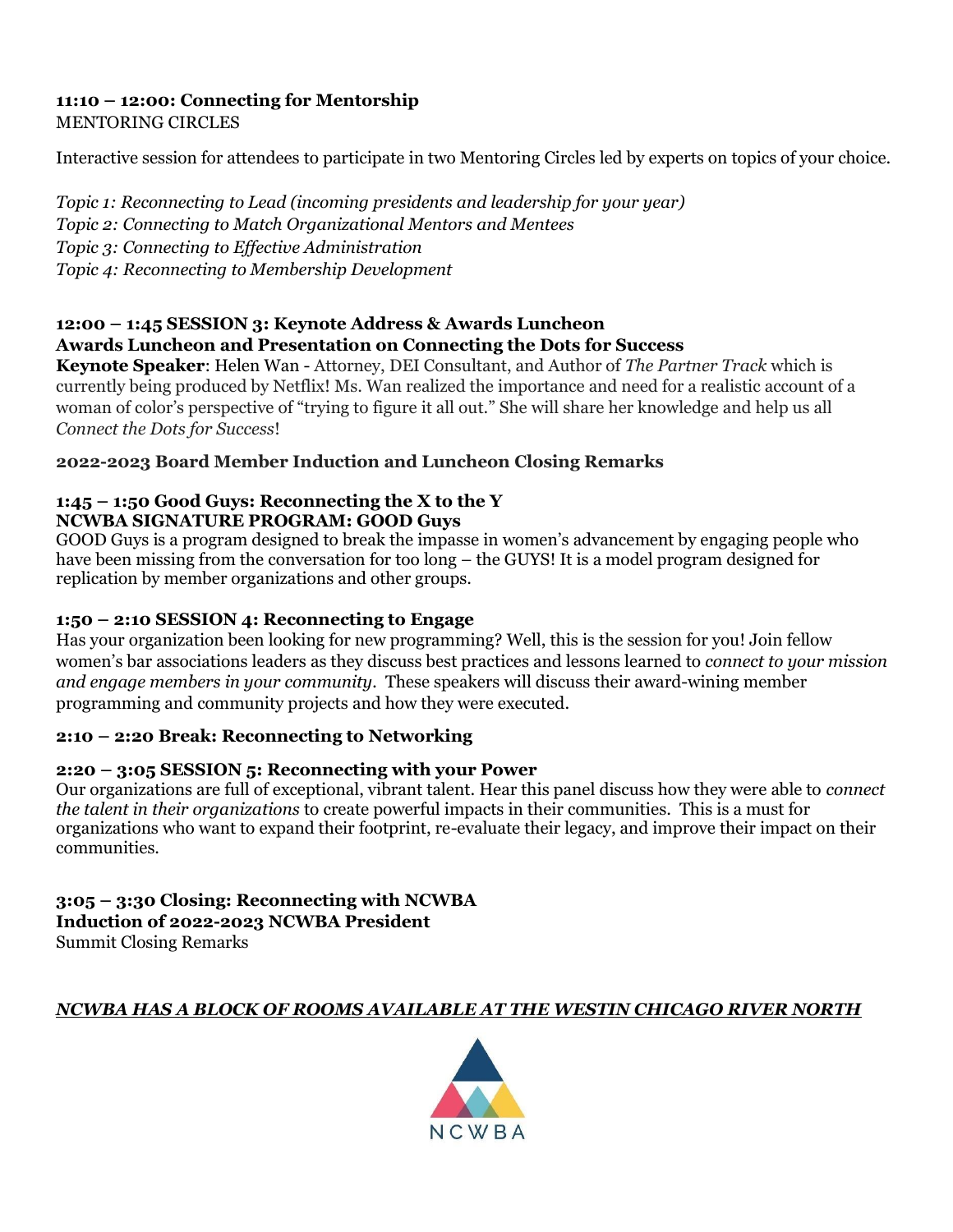**11:10 – 12:00: Connecting for Mentorship**
MENTORING CIRCLES

Interactive session for attendees to participate in two Mentoring Circles led by experts on topics of your choice.

*Topic 1: Reconnecting to Lead (incoming presidents and leadership for your year)*
*Topic 2: Connecting to Match Organizational Mentors and Mentees*
*Topic 3: Connecting to Effective Administration*
*Topic 4: Reconnecting to Membership Development*

**12:00 – 1:45 SESSION 3: Keynote Address & Awards Luncheon**
**Awards Luncheon and Presentation on Connecting the Dots for Success**
**Keynote Speaker**: Helen Wan - Attorney, DEI Consultant, and Author of *The Partner Track* which is currently being produced by Netflix! Ms. Wan realized the importance and need for a realistic account of a woman of color's perspective of "trying to figure it all out." She will share her knowledge and help us all *Connect the Dots for Success*!

**2022-2023 Board Member Induction and Luncheon Closing Remarks**

**1:45 – 1:50 Good Guys: Reconnecting the X to the Y**
**NCWBA SIGNATURE PROGRAM: GOOD Guys**
GOOD Guys is a program designed to break the impasse in women's advancement by engaging people who have been missing from the conversation for too long – the GUYS! It is a model program designed for replication by member organizations and other groups.

**1:50 – 2:10 SESSION 4: Reconnecting to Engage**
Has your organization been looking for new programming? Well, this is the session for you! Join fellow women's bar associations leaders as they discuss best practices and lessons learned to *connect to your mission and engage members in your community*. These speakers will discuss their award-wining member programming and community projects and how they were executed.

**2:10 – 2:20 Break: Reconnecting to Networking**

**2:20 – 3:05 SESSION 5: Reconnecting with your Power**
Our organizations are full of exceptional, vibrant talent. Hear this panel discuss how they were able to *connect the talent in their organizations* to create powerful impacts in their communities. This is a must for organizations who want to expand their footprint, re-evaluate their legacy, and improve their impact on their communities.

**3:05 – 3:30 Closing: Reconnecting with NCWBA**
**Induction of 2022-2023 NCWBA President**
Summit Closing Remarks

***NCWBA HAS A BLOCK OF ROOMS AVAILABLE AT THE WESTIN CHICAGO RIVER NORTH***

NCWBA